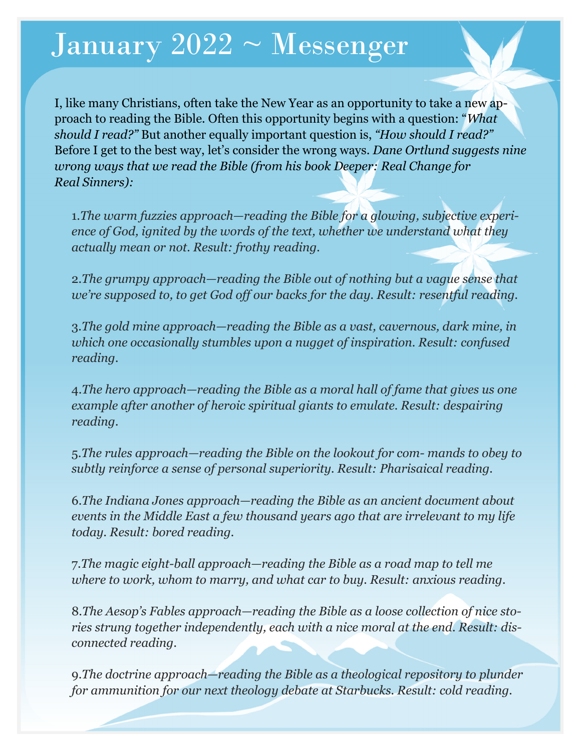# January 2022 ~ Messenger

I, like many Christians, often take the New Year as an opportunity to take a new approach to reading the Bible. Often this opportunity begins with a question: "*What should I read?*" But another equally important question is, *"How should I read?"* Before I get to the best way, let's consider the wrong ways. *Dane Ortlund suggests nine wrong ways that we read the Bible (from his book Deeper: Real Change for Real Sinners):*

1. *The warm fuzzies approach—reading the Bible for a glowing, subjective experience of God, ignited by the words of the text, whether we understand what they actually mean or not. Result: frothy reading.*

2. *The grumpy approach—reading the Bible out of nothing but a vague sense that we're supposed to, to get God off our backs for the day. Result: resentful reading.*

3. *The gold mine approach—reading the Bible as a vast, cavernous, dark mine, in which one occasionally stumbles upon a nugget of inspiration. Result: confused reading.*

4. *The hero approach—reading the Bible as a moral hall of fame that gives us one example after another of heroic spiritual giants to emulate. Result: despairing reading.*

5. *The rules approach—reading the Bible on the lookout for com- mands to obey to subtly reinforce a sense of personal superiority. Result: Pharisaical reading.*

6. *The Indiana Jones approach—reading the Bible as an ancient document about events in the Middle East a few thousand years ago that are irrelevant to my life today. Result: bored reading.*

7. *The magic eight-ball approach—reading the Bible as a road map to tell me where to work, whom to marry, and what car to buy. Result: anxious reading.*

8. *The Aesop's Fables approach—reading the Bible as a loose collection of nice stories strung together independently, each with a nice moral at the end. Result: disconnected reading.*

9. *The doctrine approach—reading the Bible as a theological repository to plunder for ammunition for our next theology debate at Starbucks. Result: cold reading.*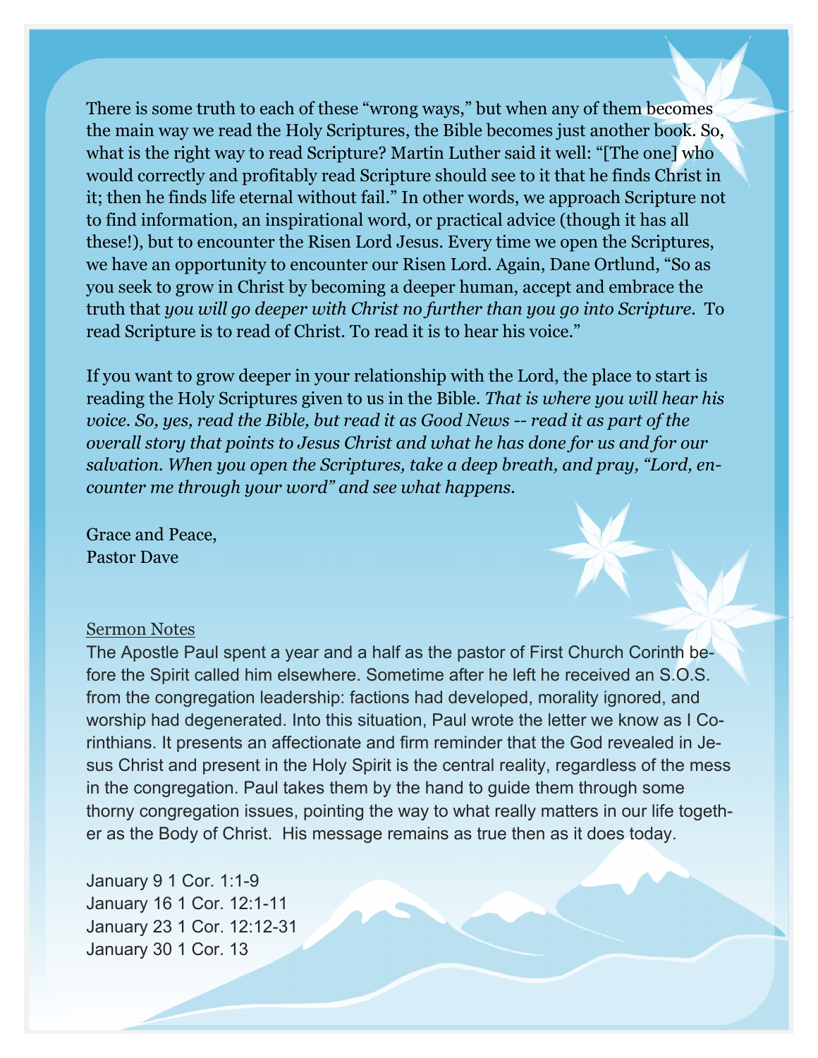There is some truth to each of these "wrong ways," but when any of them becomes the main way we read the Holy Scriptures, the Bible becomes just another book. So, what is the right way to read Scripture? Martin Luther said it well: "[The one] who would correctly and profitably read Scripture should see to it that he finds Christ in it; then he finds life eternal without fail." In other words, we approach Scripture not to find information, an inspirational word, or practical advice (though it has all these!), but to encounter the Risen Lord Jesus. Every time we open the Scriptures, we have an opportunity to encounter our Risen Lord. Again, Dane Ortlund, "So as you seek to grow in Christ by becoming a deeper human, accept and embrace the truth that *you will go deeper with Christ no further than you go into Scripture*. To read Scripture is to read of Christ. To read it is to hear his voice."

If you want to grow deeper in your relationship with the Lord, the place to start is reading the Holy Scriptures given to us in the Bible. *That is where you will hear his voice. So, yes, read the Bible, but read it as Good News -- read it as part of the overall story that points to Jesus Christ and what he has done for us and for our salvation. When you open the Scriptures, take a deep breath, and pray, "Lord, encounter me through your word" and see what happens.*

Grace and Peace,
Pastor Dave

Sermon Notes

The Apostle Paul spent a year and a half as the pastor of First Church Corinth before the Spirit called him elsewhere. Sometime after he left he received an S.O.S. from the congregation leadership: factions had developed, morality ignored, and worship had degenerated. Into this situation, Paul wrote the letter we know as I Corinthians. It presents an affectionate and firm reminder that the God revealed in Jesus Christ and present in the Holy Spirit is the central reality, regardless of the mess in the congregation. Paul takes them by the hand to guide them through some thorny congregation issues, pointing the way to what really matters in our life together as the Body of Christ. His message remains as true then as it does today.

January 9 1 Cor. 1:1-9
January 16 1 Cor. 12:1-11
January 23 1 Cor. 12:12-31
January 30 1 Cor. 13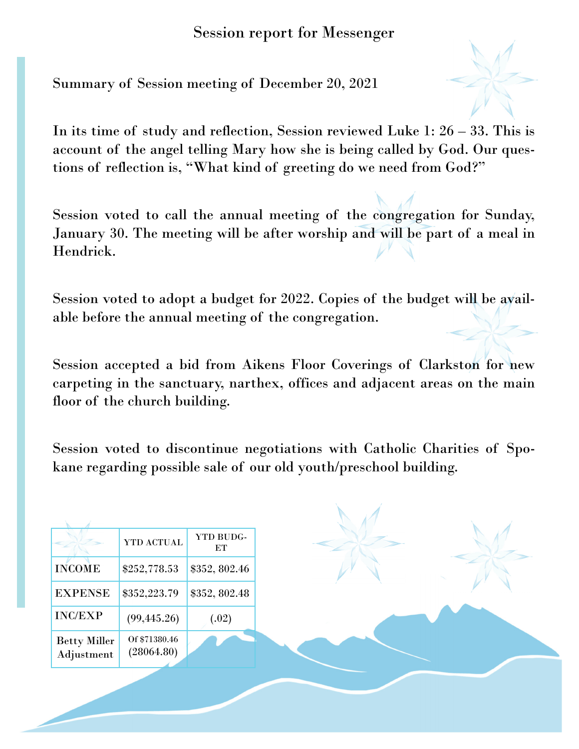# Session report for Messenger

Summary of Session meeting of December 20, 2021

In its time of study and reflection, Session reviewed Luke 1: 26 – 33. This is account of the angel telling Mary how she is being called by God. Our questions of reflection is, "What kind of greeting do we need from God?"

Session voted to call the annual meeting of the congregation for Sunday, January 30. The meeting will be after worship and will be part of a meal in Hendrick.

Session voted to adopt a budget for 2022. Copies of the budget will be available before the annual meeting of the congregation.

Session accepted a bid from Aikens Floor Coverings of Clarkston for new carpeting in the sanctuary, narthex, offices and adjacent areas on the main floor of the church building.

Session voted to discontinue negotiations with Catholic Charities of Spokane regarding possible sale of our old youth/preschool building.

| | YTD ACTUAL | YTD BUDGET |
|---|---|---|
| INCOME | $252,778.53 | $352, 802.46 |
| EXPENSE | $352,223.79 | $352, 802.48 |
| INC/EXP | (99,445.26) | (.02) |
| Betty Miller Adjustment | Of $71380.46 (28064.80) | |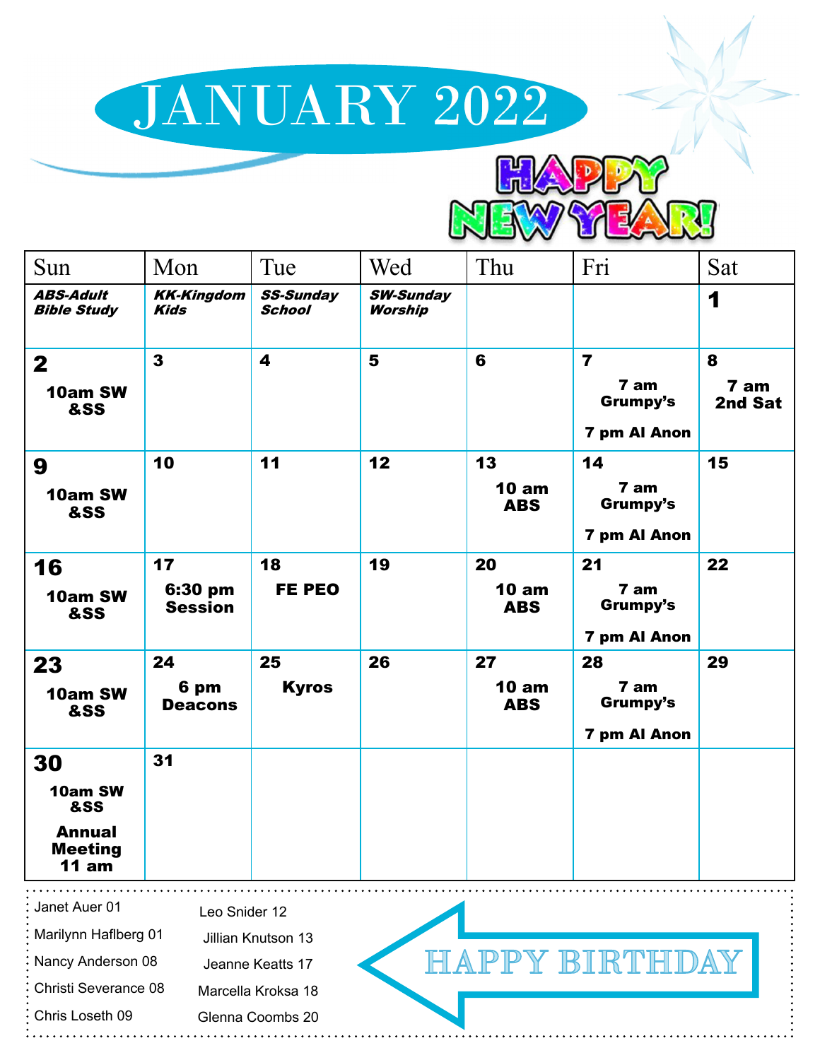# JANUARY 2022

HAPPY NEW YEAR!

| Sun | Mon | Tue | Wed | Thu | Fri | Sat |
|---|---|---|---|---|---|---|
| ***ABS-Adult Bible Study*** | ***KK-Kingdom Kids*** | ***SS-Sunday School*** | ***SW-Sunday Worship*** | | | **1** |
| **2** 10am SW &SS | **3** | **4** | **5** | **6** | **7** 7 am Grumpy's 7 pm Al Anon | **8** 7 am 2nd Sat |
| **9** 10am SW &SS | **10** | **11** | **12** | **13** 10 am ABS | **14** 7 am Grumpy's 7 pm Al Anon | **15** |
| **16** 10am SW &SS | **17** 6:30 pm Session | **18** FE PEO | **19** | **20** 10 am ABS | **21** 7 am Grumpy's 7 pm Al Anon | **22** |
| **23** 10am SW &SS | **24** 6 pm Deacons | **25** Kyros | **26** | **27** 10 am ABS | **28** 7 am Grumpy's 7 pm Al Anon | **29** |
| **30** 10am SW &SS Annual Meeting 11 am | **31** | | | | | |

## HAPPY BIRTHDAY

Janet Auer 01
Marilynn Haflberg 01
Nancy Anderson 08
Christi Severance 08
Chris Loseth 09
Leo Snider 12
Jillian Knutson 13
Jeanne Keatts 17
Marcella Kroksa 18
Glenna Coombs 20